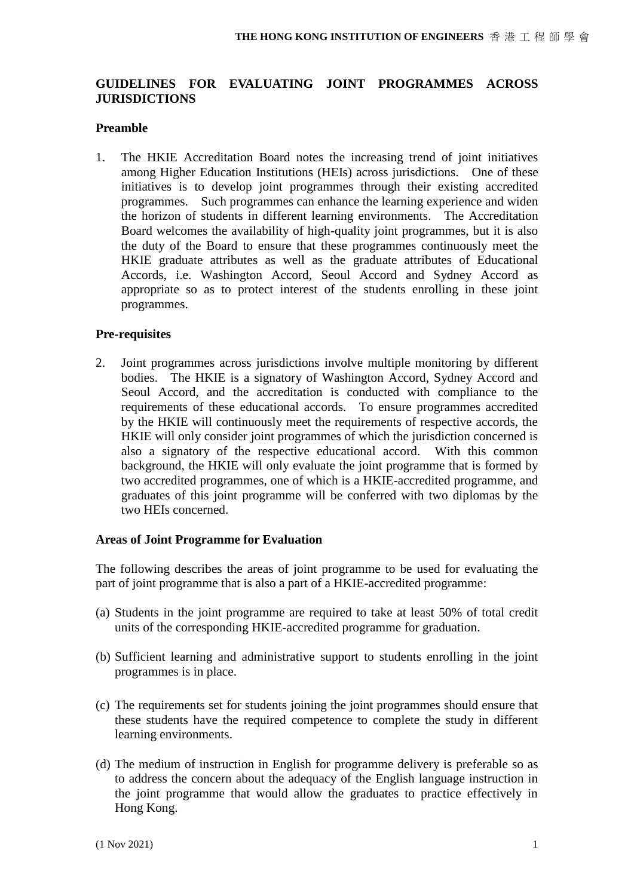## GUIDELINES FOR EVALUATING JOINT PROGRAMMES ACROSS JURISDICTIONS

### Preamble

1. The HKIE Accreditation Board notes the increasing trend of joint initiatives among Higher Education Institutions (HEIs) across jurisdictions. One of these initiatives is to develop joint programmes through their existing accredited programmes. Such programmes can enhance the learning experience and widen the horizon of students in different learning environments. The Accreditation Board welcomes the availability of high-quality joint programmes, but it is also the duty of the Board to ensure that these programmes continuously meet the HKIE graduate attributes as well as the graduate attributes of Educational Accords, i.e. Washington Accord, Seoul Accord and Sydney Accord as appropriate so as to protect interest of the students enrolling in these joint programmes.

### Pre-requisites

2. Joint programmes across jurisdictions involve multiple monitoring by different bodies. The HKIE is a signatory of Washington Accord, Sydney Accord and Seoul Accord, and the accreditation is conducted with compliance to the requirements of these educational accords. To ensure programmes accredited by the HKIE will continuously meet the requirements of respective accords, the HKIE will only consider joint programmes of which the jurisdiction concerned is also a signatory of the respective educational accord. With this common background, the HKIE will only evaluate the joint programme that is formed by two accredited programmes, one of which is a HKIE-accredited programme, and graduates of this joint programme will be conferred with two diplomas by the two HEIs concerned.

### Areas of Joint Programme for Evaluation

The following describes the areas of joint programme to be used for evaluating the part of joint programme that is also a part of a HKIE-accredited programme:

(a) Students in the joint programme are required to take at least 50% of total credit units of the corresponding HKIE-accredited programme for graduation.

(b) Sufficient learning and administrative support to students enrolling in the joint programmes is in place.

(c) The requirements set for students joining the joint programmes should ensure that these students have the required competence to complete the study in different learning environments.

(d) The medium of instruction in English for programme delivery is preferable so as to address the concern about the adequacy of the English language instruction in the joint programme that would allow the graduates to practice effectively in Hong Kong.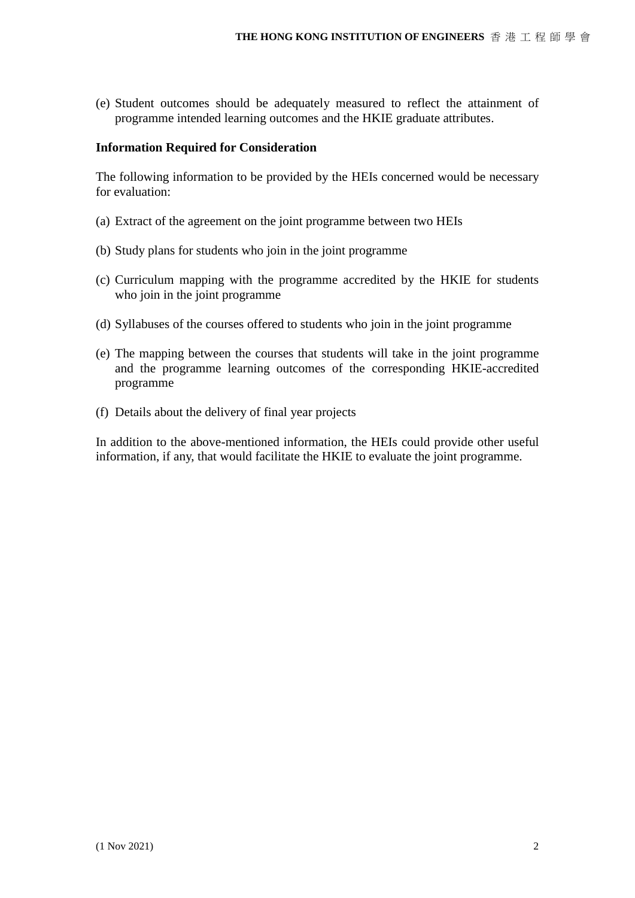(e) Student outcomes should be adequately measured to reflect the attainment of programme intended learning outcomes and the HKIE graduate attributes.

**Information Required for Consideration**

The following information to be provided by the HEIs concerned would be necessary for evaluation:

(a) Extract of the agreement on the joint programme between two HEIs

(b) Study plans for students who join in the joint programme

(c) Curriculum mapping with the programme accredited by the HKIE for students who join in the joint programme

(d) Syllabuses of the courses offered to students who join in the joint programme

(e) The mapping between the courses that students will take in the joint programme and the programme learning outcomes of the corresponding HKIE-accredited programme

(f) Details about the delivery of final year projects

In addition to the above-mentioned information, the HEIs could provide other useful information, if any, that would facilitate the HKIE to evaluate the joint programme.

(1 Nov 2021)